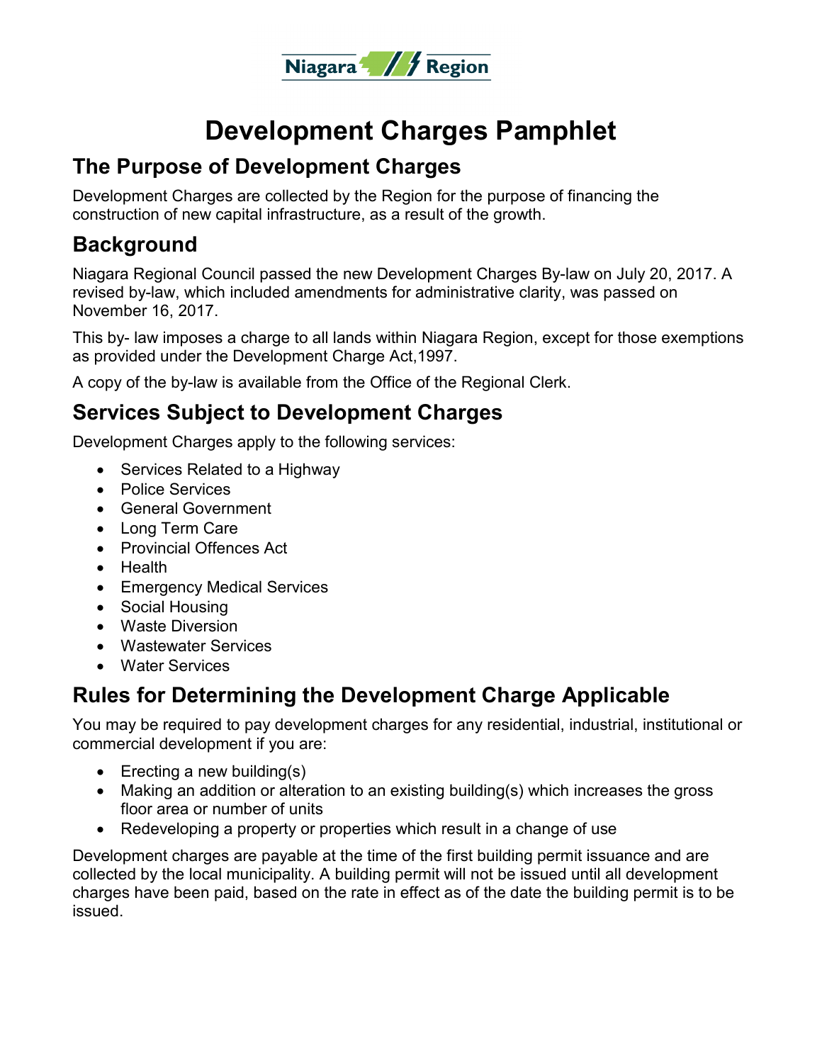# Development Charges Pamphlet

## The Purpose of Development Charges

Development Charges are collected by the Region for the purpose of financing the construction of new capital infrastructure, as a result of the growth.

## Background

Niagara Regional Council passed the new Development Charges By-law on July 20, 2017. A revised by-law, which included amendments for administrative clarity, was passed on November 16, 2017.

This by- law imposes a charge to all lands within Niagara Region, except for those exemptions as provided under the Development Charge Act,1997.

A copy of the by-law is available from the Office of the Regional Clerk.

## Services Subject to Development Charges

Development Charges apply to the following services:

- Services Related to a Highway
- Police Services
- General Government
- Long Term Care
- Provincial Offences Act
- Health
- Emergency Medical Services
- Social Housing
- Waste Diversion
- Wastewater Services
- Water Services

## Rules for Determining the Development Charge Applicable

You may be required to pay development charges for any residential, industrial, institutional or commercial development if you are:

- Erecting a new building(s)
- Making an addition or alteration to an existing building(s) which increases the gross floor area or number of units
- Redeveloping a property or properties which result in a change of use

Development charges are payable at the time of the first building permit issuance and are collected by the local municipality. A building permit will not be issued until all development charges have been paid, based on the rate in effect as of the date the building permit is to be issued.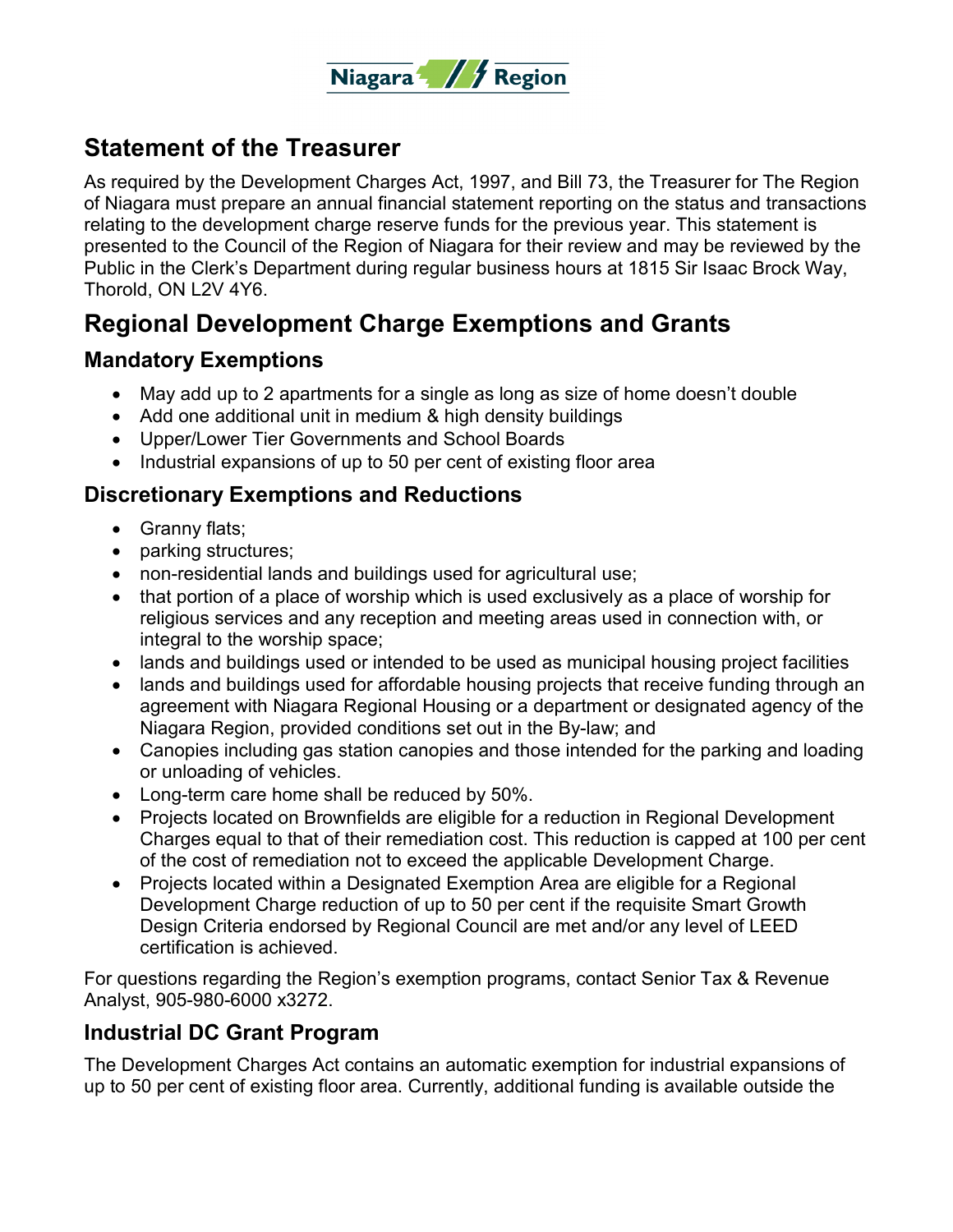# Statement of the Treasurer

As required by the Development Charges Act, 1997, and Bill 73, the Treasurer for The Region of Niagara must prepare an annual financial statement reporting on the status and transactions relating to the development charge reserve funds for the previous year. This statement is presented to the Council of the Region of Niagara for their review and may be reviewed by the Public in the Clerk's Department during regular business hours at 1815 Sir Isaac Brock Way, Thorold, ON L2V 4Y6.

# Regional Development Charge Exemptions and Grants

## Mandatory Exemptions

- May add up to 2 apartments for a single as long as size of home doesn't double
- Add one additional unit in medium & high density buildings
- Upper/Lower Tier Governments and School Boards
- Industrial expansions of up to 50 per cent of existing floor area

## Discretionary Exemptions and Reductions

- Granny flats;
- parking structures;
- non-residential lands and buildings used for agricultural use;
- that portion of a place of worship which is used exclusively as a place of worship for religious services and any reception and meeting areas used in connection with, or integral to the worship space;
- lands and buildings used or intended to be used as municipal housing project facilities
- lands and buildings used for affordable housing projects that receive funding through an agreement with Niagara Regional Housing or a department or designated agency of the Niagara Region, provided conditions set out in the By-law; and
- Canopies including gas station canopies and those intended for the parking and loading or unloading of vehicles.
- Long-term care home shall be reduced by 50%.
- Projects located on Brownfields are eligible for a reduction in Regional Development Charges equal to that of their remediation cost. This reduction is capped at 100 per cent of the cost of remediation not to exceed the applicable Development Charge.
- Projects located within a Designated Exemption Area are eligible for a Regional Development Charge reduction of up to 50 per cent if the requisite Smart Growth Design Criteria endorsed by Regional Council are met and/or any level of LEED certification is achieved.

For questions regarding the Region's exemption programs, contact Senior Tax & Revenue Analyst, 905-980-6000 x3272.

## Industrial DC Grant Program

The Development Charges Act contains an automatic exemption for industrial expansions of up to 50 per cent of existing floor area. Currently, additional funding is available outside the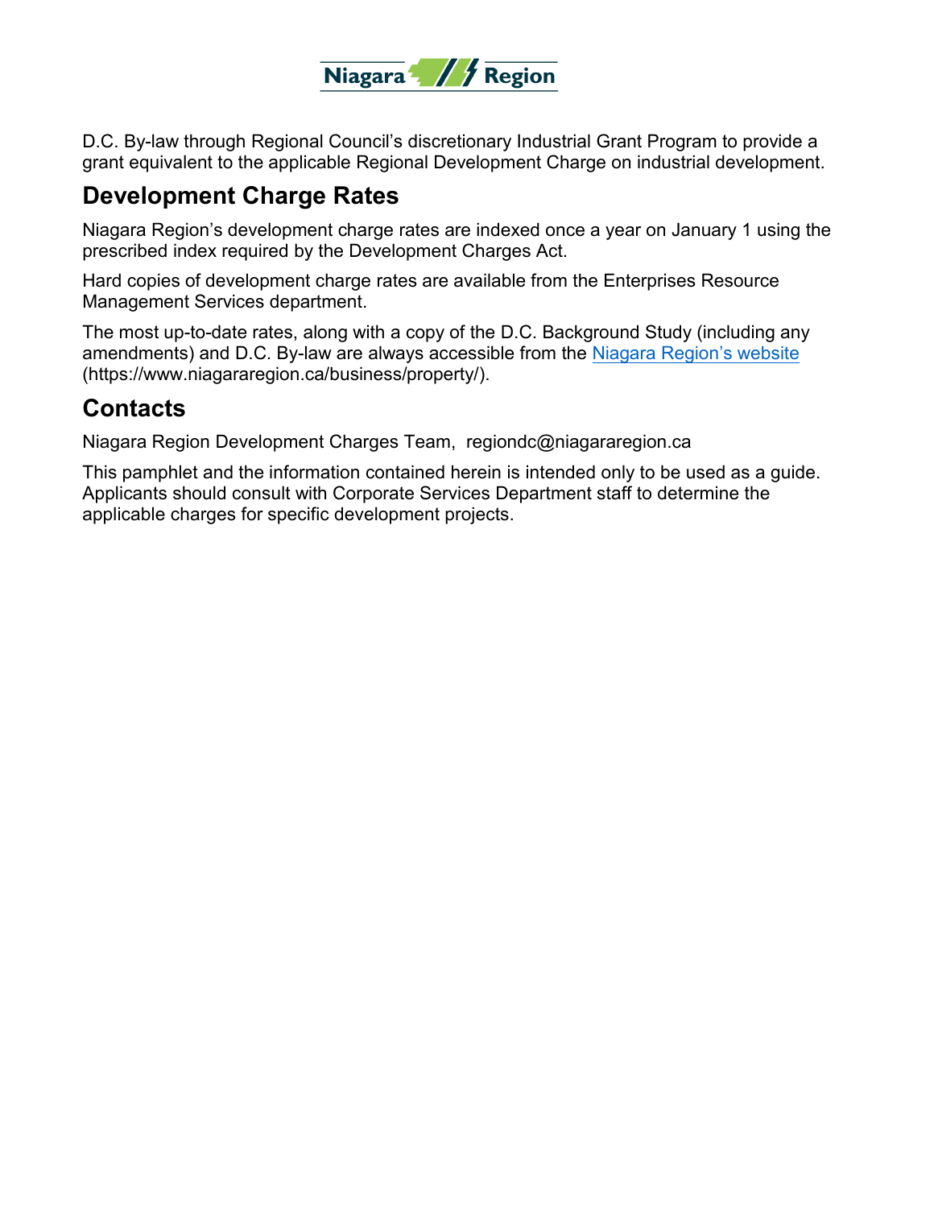D.C. By-law through Regional Council's discretionary Industrial Grant Program to provide a grant equivalent to the applicable Regional Development Charge on industrial development.

## Development Charge Rates

Niagara Region's development charge rates are indexed once a year on January 1 using the prescribed index required by the Development Charges Act.

Hard copies of development charge rates are available from the Enterprises Resource Management Services department.

The most up-to-date rates, along with a copy of the D.C. Background Study (including any amendments) and D.C. By-law are always accessible from the [Niagara Region's website](https://www.niagararegion.ca/business/property/) (https://www.niagararegion.ca/business/property/).

## Contacts

Niagara Region Development Charges Team, regiondc@niagararegion.ca

This pamphlet and the information contained herein is intended only to be used as a guide. Applicants should consult with Corporate Services Department staff to determine the applicable charges for specific development projects.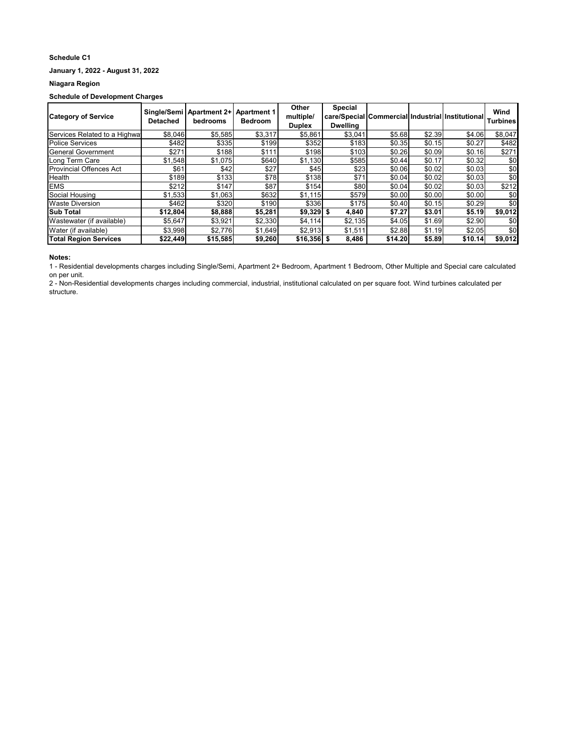**Schedule C1**

**January 1, 2022 - August 31, 2022**

**Niagara Region**

**Schedule of Development Charges**

| Category of Service | Single/Semi Detached | Apartment 2+ bedrooms | Apartment 1 Bedroom | Other multiple/ Duplex | Special care/Special Dwelling | Commercial | Industrial | Institutional | Wind Turbines |
|---|---|---|---|---|---|---|---|---|---|
| Services Related to a Highwa | $8,046 | $5,585 | $3,317 | $5,861 | $3,041 | $5.68 | $2.39 | $4.06 | $8,047 |
| Police Services | $482 | $335 | $199 | $352 | $183 | $0.35 | $0.15 | $0.27 | $482 |
| General Government | $271 | $188 | $111 | $198 | $103 | $0.26 | $0.09 | $0.16 | $271 |
| Long Term Care | $1,548 | $1,075 | $640 | $1,130 | $585 | $0.44 | $0.17 | $0.32 | $0 |
| Provincial Offences Act | $61 | $42 | $27 | $45 | $23 | $0.06 | $0.02 | $0.03 | $0 |
| Health | $189 | $133 | $78 | $138 | $71 | $0.04 | $0.02 | $0.03 | $0 |
| EMS | $212 | $147 | $87 | $154 | $80 | $0.04 | $0.02 | $0.03 | $212 |
| Social Housing | $1,533 | $1,063 | $632 | $1,115 | $579 | $0.00 | $0.00 | $0.00 | $0 |
| Waste Diversion | $462 | $320 | $190 | $336 | $175 | $0.40 | $0.15 | $0.29 | $0 |
| **Sub Total** | **$12,804** | **$8,888** | **$5,281** | **$9,329** | **$ 4,840** | **$7.27** | **$3.01** | **$5.19** | **$9,012** |
| Wastewater (if available) | $5,647 | $3,921 | $2,330 | $4,114 | $2,135 | $4.05 | $1.69 | $2.90 | $0 |
| Water (if available) | $3,998 | $2,776 | $1,649 | $2,913 | $1,511 | $2.88 | $1.19 | $2.05 | $0 |
| **Total Region Services** | **$22,449** | **$15,585** | **$9,260** | **$16,356** | **$ 8,486** | **$14.20** | **$5.89** | **$10.14** | **$9,012** |

**Notes:**

1 - Residential developments charges including Single/Semi, Apartment 2+ Bedroom, Apartment 1 Bedroom, Other Multiple and Special care calculated on per unit.

2 - Non-Residential developments charges including commercial, industrial, institutional calculated on per square foot. Wind turbines calculated per structure.